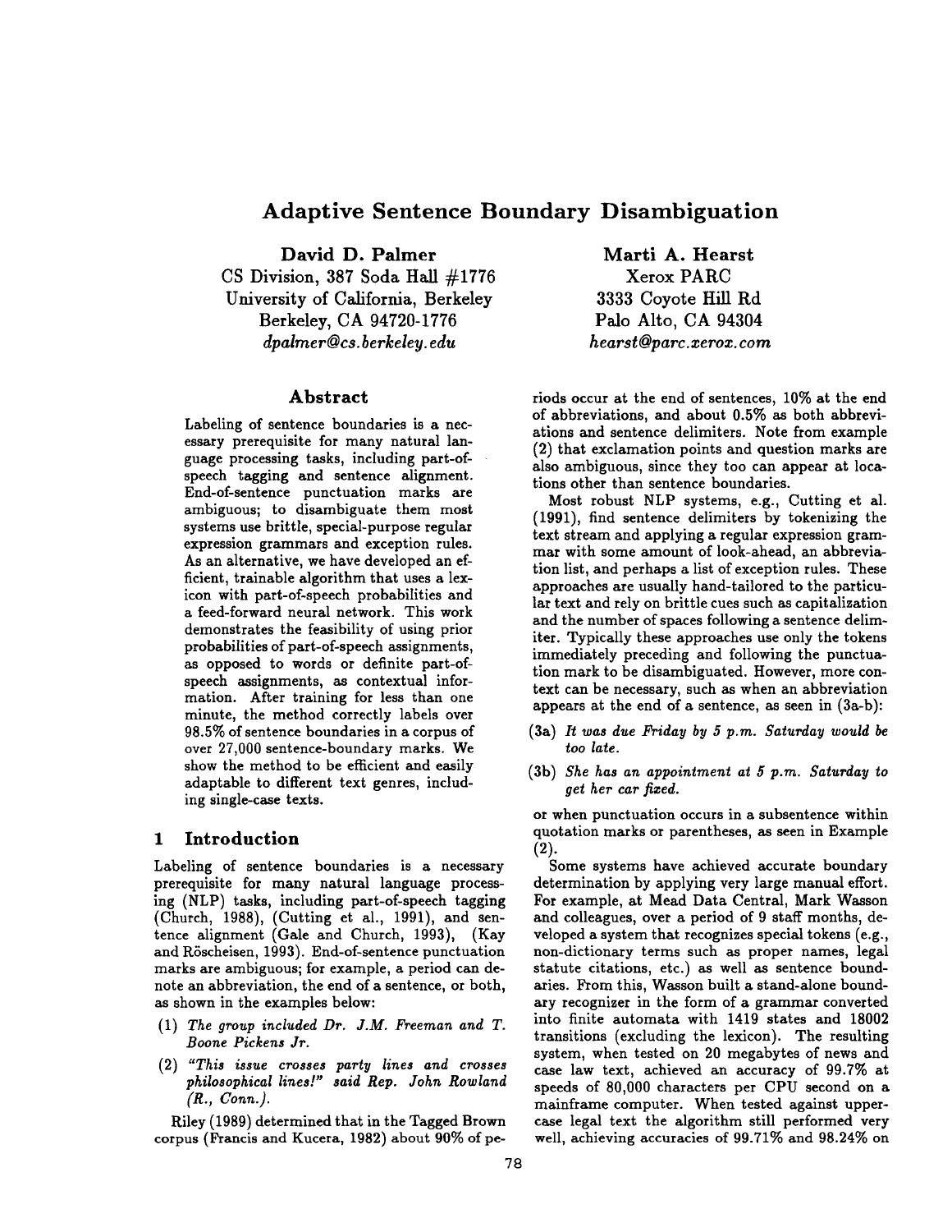# Adaptive Sentence Boundary Disambiguation

**David D. Palmer**
CS Division, 387 Soda Hall #1776
University of California, Berkeley
Berkeley, CA 94720-1776
*dpalmer@cs.berkeley.edu*

**Marti A. Hearst**
Xerox PARC
3333 Coyote Hill Rd
Palo Alto, CA 94304
*hearst@parc.xerox.com*

## Abstract

Labeling of sentence boundaries is a necessary prerequisite for many natural language processing tasks, including part-of-speech tagging and sentence alignment. End-of-sentence punctuation marks are ambiguous; to disambiguate them most systems use brittle, special-purpose regular expression grammars and exception rules. As an alternative, we have developed an efficient, trainable algorithm that uses a lexicon with part-of-speech probabilities and a feed-forward neural network. This work demonstrates the feasibility of using prior probabilities of part-of-speech assignments, as opposed to words or definite part-of-speech assignments, as contextual information. After training for less than one minute, the method correctly labels over 98.5% of sentence boundaries in a corpus of over 27,000 sentence-boundary marks. We show the method to be efficient and easily adaptable to different text genres, including single-case texts.

## 1 Introduction

Labeling of sentence boundaries is a necessary prerequisite for many natural language processing (NLP) tasks, including part-of-speech tagging (Church, 1988), (Cutting et al., 1991), and sentence alignment (Gale and Church, 1993), (Kay and Röscheisen, 1993). End-of-sentence punctuation marks are ambiguous; for example, a period can denote an abbreviation, the end of a sentence, or both, as shown in the examples below:

(1) *The group included Dr. J.M. Freeman and T. Boone Pickens Jr.*

(2) *"This issue crosses party lines and crosses philosophical lines!" said Rep. John Rowland (R., Conn.).*

Riley (1989) determined that in the Tagged Brown corpus (Francis and Kucera, 1982) about 90% of periods occur at the end of sentences, 10% at the end of abbreviations, and about 0.5% as both abbreviations and sentence delimiters. Note from example (2) that exclamation points and question marks are also ambiguous, since they too can appear at locations other than sentence boundaries.

Most robust NLP systems, e.g., Cutting et al. (1991), find sentence delimiters by tokenizing the text stream and applying a regular expression grammar with some amount of look-ahead, an abbreviation list, and perhaps a list of exception rules. These approaches are usually hand-tailored to the particular text and rely on brittle cues such as capitalization and the number of spaces following a sentence delimiter. Typically these approaches use only the tokens immediately preceding and following the punctuation mark to be disambiguated. However, more context can be necessary, such as when an abbreviation appears at the end of a sentence, as seen in (3a-b):

(3a) *It was due Friday by 5 p.m. Saturday would be too late.*

(3b) *She has an appointment at 5 p.m. Saturday to get her car fixed.*

or when punctuation occurs in a subsentence within quotation marks or parentheses, as seen in Example (2).

Some systems have achieved accurate boundary determination by applying very large manual effort. For example, at Mead Data Central, Mark Wasson and colleagues, over a period of 9 staff months, developed a system that recognizes special tokens (e.g., non-dictionary terms such as proper names, legal statute citations, etc.) as well as sentence boundaries. From this, Wasson built a stand-alone boundary recognizer in the form of a grammar converted into finite automata with 1419 states and 18002 transitions (excluding the lexicon). The resulting system, when tested on 20 megabytes of news and case law text, achieved an accuracy of 99.7% at speeds of 80,000 characters per CPU second on a mainframe computer. When tested against upper-case legal text the algorithm still performed very well, achieving accuracies of 99.71% and 98.24% on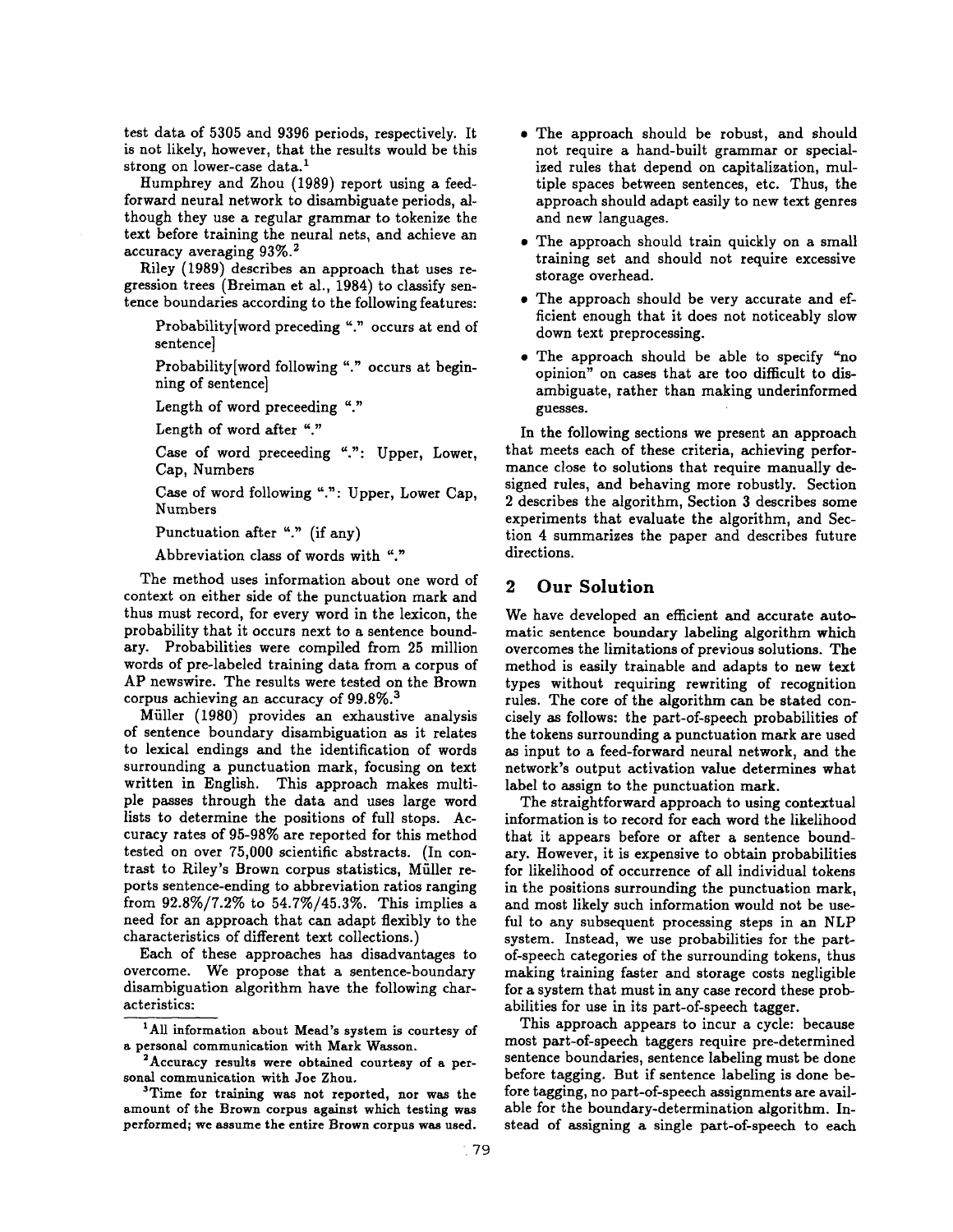test data of 5305 and 9396 periods, respectively. It is not likely, however, that the results would be this strong on lower-case data.[1]

Humphrey and Zhou (1989) report using a feed-forward neural network to disambiguate periods, although they use a regular grammar to tokenize the text before training the neural nets, and achieve an accuracy averaging 93%.[2]

Riley (1989) describes an approach that uses regression trees (Breiman et al., 1984) to classify sentence boundaries according to the following features:

> Probability[word preceding "." occurs at end of sentence]
>
> Probability[word following "." occurs at beginning of sentence]
>
> Length of word preceeding "."
>
> Length of word after "."
>
> Case of word preceeding ".": Upper, Lower, Cap, Numbers
>
> Case of word following ".": Upper, Lower Cap, Numbers
>
> Punctuation after "." (if any)
>
> Abbreviation class of words with "."

The method uses information about one word of context on either side of the punctuation mark and thus must record, for every word in the lexicon, the probability that it occurs next to a sentence boundary. Probabilities were compiled from 25 million words of pre-labeled training data from a corpus of AP newswire. The results were tested on the Brown corpus achieving an accuracy of 99.8%.[3]

Müller (1980) provides an exhaustive analysis of sentence boundary disambiguation as it relates to lexical endings and the identification of words surrounding a punctuation mark, focusing on text written in English. This approach makes multiple passes through the data and uses large word lists to determine the positions of full stops. Accuracy rates of 95-98% are reported for this method tested on over 75,000 scientific abstracts. (In contrast to Riley's Brown corpus statistics, Müller reports sentence-ending to abbreviation ratios ranging from 92.8%/7.2% to 54.7%/45.3%. This implies a need for an approach that can adapt flexibly to the characteristics of different text collections.)

Each of these approaches has disadvantages to overcome. We propose that a sentence-boundary disambiguation algorithm have the following characteristics:

- The approach should be robust, and should not require a hand-built grammar or specialized rules that depend on capitalization, multiple spaces between sentences, etc. Thus, the approach should adapt easily to new text genres and new languages.
- The approach should train quickly on a small training set and should not require excessive storage overhead.
- The approach should be very accurate and efficient enough that it does not noticeably slow down text preprocessing.
- The approach should be able to specify "no opinion" on cases that are too difficult to disambiguate, rather than making underinformed guesses.

In the following sections we present an approach that meets each of these criteria, achieving performance close to solutions that require manually designed rules, and behaving more robustly. Section 2 describes the algorithm, Section 3 describes some experiments that evaluate the algorithm, and Section 4 summarizes the paper and describes future directions.

## 2 Our Solution

We have developed an efficient and accurate automatic sentence boundary labeling algorithm which overcomes the limitations of previous solutions. The method is easily trainable and adapts to new text types without requiring rewriting of recognition rules. The core of the algorithm can be stated concisely as follows: the part-of-speech probabilities of the tokens surrounding a punctuation mark are used as input to a feed-forward neural network, and the network's output activation value determines what label to assign to the punctuation mark.

The straightforward approach to using contextual information is to record for each word the likelihood that it appears before or after a sentence boundary. However, it is expensive to obtain probabilities for likelihood of occurrence of all individual tokens in the positions surrounding the punctuation mark, and most likely such information would not be useful to any subsequent processing steps in an NLP system. Instead, we use probabilities for the part-of-speech categories of the surrounding tokens, thus making training faster and storage costs negligible for a system that must in any case record these probabilities for use in its part-of-speech tagger.

This approach appears to incur a cycle: because most part-of-speech taggers require pre-determined sentence boundaries, sentence labeling must be done before tagging. But if sentence labeling is done before tagging, no part-of-speech assignments are available for the boundary-determination algorithm. Instead of assigning a single part-of-speech to each

---

[1] All information about Mead's system is courtesy of a personal communication with Mark Wasson.

[2] Accuracy results were obtained courtesy of a personal communication with Joe Zhou.

[3] Time for training was not reported, nor was the amount of the Brown corpus against which testing was performed; we assume the entire Brown corpus was used.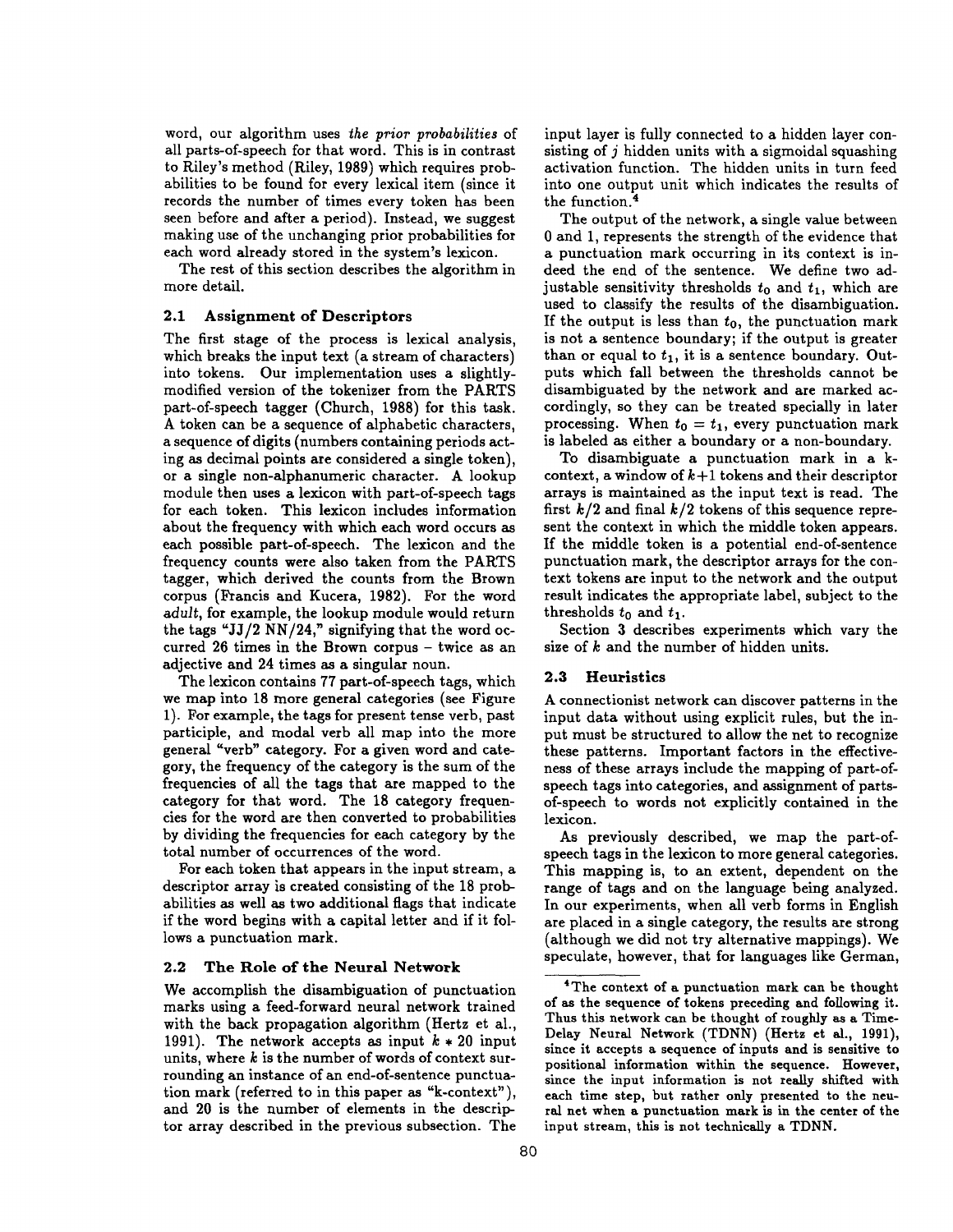word, our algorithm uses *the prior probabilities* of all parts-of-speech for that word. This is in contrast to Riley's method (Riley, 1989) which requires probabilities to be found for every lexical item (since it records the number of times every token has been seen before and after a period). Instead, we suggest making use of the unchanging prior probabilities for each word already stored in the system's lexicon.

The rest of this section describes the algorithm in more detail.

### 2.1 Assignment of Descriptors

The first stage of the process is lexical analysis, which breaks the input text (a stream of characters) into tokens. Our implementation uses a slightly-modified version of the tokenizer from the PARTS part-of-speech tagger (Church, 1988) for this task. A token can be a sequence of alphabetic characters, a sequence of digits (numbers containing periods acting as decimal points are considered a single token), or a single non-alphanumeric character. A lookup module then uses a lexicon with part-of-speech tags for each token. This lexicon includes information about the frequency with which each word occurs as each possible part-of-speech. The lexicon and the frequency counts were also taken from the PARTS tagger, which derived the counts from the Brown corpus (Francis and Kucera, 1982). For the word *adult*, for example, the lookup module would return the tags "JJ/2 NN/24," signifying that the word occurred 26 times in the Brown corpus – twice as an adjective and 24 times as a singular noun.

The lexicon contains 77 part-of-speech tags, which we map into 18 more general categories (see Figure 1). For example, the tags for present tense verb, past participle, and modal verb all map into the more general "verb" category. For a given word and category, the frequency of the category is the sum of the frequencies of all the tags that are mapped to the category for that word. The 18 category frequencies for the word are then converted to probabilities by dividing the frequencies for each category by the total number of occurrences of the word.

For each token that appears in the input stream, a descriptor array is created consisting of the 18 probabilities as well as two additional flags that indicate if the word begins with a capital letter and if it follows a punctuation mark.

### 2.2 The Role of the Neural Network

We accomplish the disambiguation of punctuation marks using a feed-forward neural network trained with the back propagation algorithm (Hertz et al., 1991). The network accepts as input $k * 20$ input units, where $k$ is the number of words of context surrounding an instance of an end-of-sentence punctuation mark (referred to in this paper as "k-context"), and 20 is the number of elements in the descriptor array described in the previous subsection. The input layer is fully connected to a hidden layer consisting of $j$ hidden units with a sigmoidal squashing activation function. The hidden units in turn feed into one output unit which indicates the results of the function.[4]

The output of the network, a single value between 0 and 1, represents the strength of the evidence that a punctuation mark occurring in its context is indeed the end of the sentence. We define two adjustable sensitivity thresholds $t_0$ and $t_1$, which are used to classify the results of the disambiguation. If the output is less than $t_0$, the punctuation mark is not a sentence boundary; if the output is greater than or equal to $t_1$, it is a sentence boundary. Outputs which fall between the thresholds cannot be disambiguated by the network and are marked accordingly, so they can be treated specially in later processing. When $t_0 = t_1$, every punctuation mark is labeled as either a boundary or a non-boundary.

To disambiguate a punctuation mark in a k-context, a window of $k+1$ tokens and their descriptor arrays is maintained as the input text is read. The first $k/2$ and final $k/2$ tokens of this sequence represent the context in which the middle token appears. If the middle token is a potential end-of-sentence punctuation mark, the descriptor arrays for the context tokens are input to the network and the output result indicates the appropriate label, subject to the thresholds $t_0$ and $t_1$.

Section 3 describes experiments which vary the size of $k$ and the number of hidden units.

### 2.3 Heuristics

A connectionist network can discover patterns in the input data without using explicit rules, but the input must be structured to allow the net to recognize these patterns. Important factors in the effectiveness of these arrays include the mapping of part-of-speech tags into categories, and assignment of parts-of-speech to words not explicitly contained in the lexicon.

As previously described, we map the part-of-speech tags in the lexicon to more general categories. This mapping is, to an extent, dependent on the range of tags and on the language being analyzed. In our experiments, when all verb forms in English are placed in a single category, the results are strong (although we did not try alternative mappings). We speculate, however, that for languages like German,

[4] The context of a punctuation mark can be thought of as the sequence of tokens preceding and following it. Thus this network can be thought of roughly as a Time-Delay Neural Network (TDNN) (Hertz et al., 1991), since it accepts a sequence of inputs and is sensitive to positional information within the sequence. However, since the input information is not really shifted with each time step, but rather only presented to the neural net when a punctuation mark is in the center of the input stream, this is not technically a TDNN.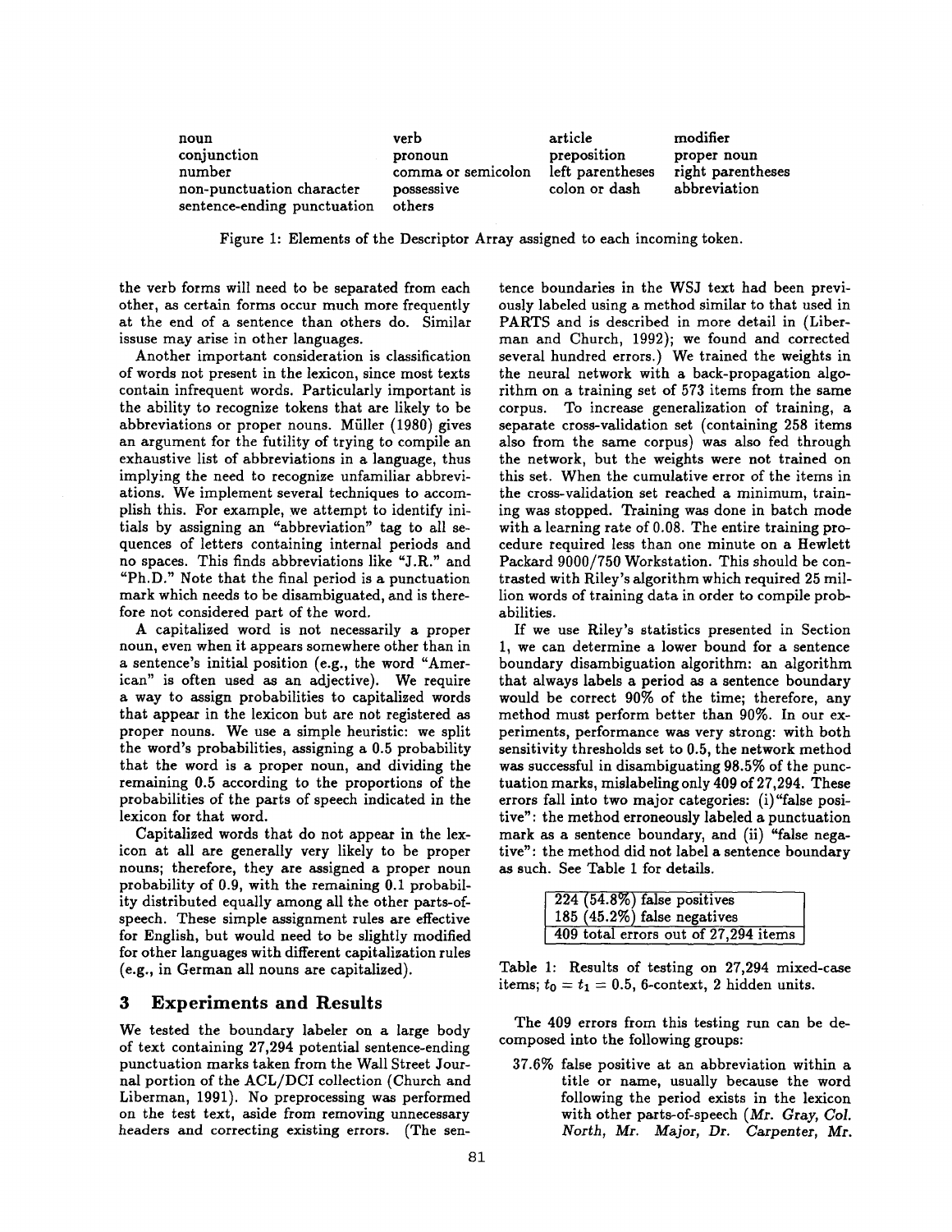| noun | verb | article | modifier |
|---|---|---|---|
| conjunction | pronoun | preposition | proper noun |
| number | comma or semicolon | left parentheses | right parentheses |
| non-punctuation character | possessive | colon or dash | abbreviation |
| sentence-ending punctuation | others | | |

Figure 1: Elements of the Descriptor Array assigned to each incoming token.

the verb forms will need to be separated from each other, as certain forms occur much more frequently at the end of a sentence than others do. Similar issuse may arise in other languages.

Another important consideration is classification of words not present in the lexicon, since most texts contain infrequent words. Particularly important is the ability to recognize tokens that are likely to be abbreviations or proper nouns. Müller (1980) gives an argument for the futility of trying to compile an exhaustive list of abbreviations in a language, thus implying the need to recognize unfamiliar abbreviations. We implement several techniques to accomplish this. For example, we attempt to identify initials by assigning an "abbreviation" tag to all sequences of letters containing internal periods and no spaces. This finds abbreviations like "J.R." and "Ph.D." Note that the final period is a punctuation mark which needs to be disambiguated, and is therefore not considered part of the word.

A capitalized word is not necessarily a proper noun, even when it appears somewhere other than in a sentence's initial position (e.g., the word "American" is often used as an adjective). We require a way to assign probabilities to capitalized words that appear in the lexicon but are not registered as proper nouns. We use a simple heuristic: we split the word's probabilities, assigning a 0.5 probability that the word is a proper noun, and dividing the remaining 0.5 according to the proportions of the probabilities of the parts of speech indicated in the lexicon for that word.

Capitalized words that do not appear in the lexicon at all are generally very likely to be proper nouns; therefore, they are assigned a proper noun probability of 0.9, with the remaining 0.1 probability distributed equally among all the other parts-of-speech. These simple assignment rules are effective for English, but would need to be slightly modified for other languages with different capitalization rules (e.g., in German all nouns are capitalized).

## 3 Experiments and Results

We tested the boundary labeler on a large body of text containing 27,294 potential sentence-ending punctuation marks taken from the Wall Street Journal portion of the ACL/DCI collection (Church and Liberman, 1991). No preprocessing was performed on the test text, aside from removing unnecessary headers and correcting existing errors. (The sentence boundaries in the WSJ text had been previously labeled using a method similar to that used in PARTS and is described in more detail in (Liberman and Church, 1992); we found and corrected several hundred errors.) We trained the weights in the neural network with a back-propagation algorithm on a training set of 573 items from the same corpus. To increase generalization of training, a separate cross-validation set (containing 258 items also from the same corpus) was also fed through the network, but the weights were not trained on this set. When the cumulative error of the items in the cross-validation set reached a minimum, training was stopped. Training was done in batch mode with a learning rate of 0.08. The entire training procedure required less than one minute on a Hewlett Packard 9000/750 Workstation. This should be contrasted with Riley's algorithm which required 25 million words of training data in order to compile probabilities.

If we use Riley's statistics presented in Section 1, we can determine a lower bound for a sentence boundary disambiguation algorithm: an algorithm that always labels a period as a sentence boundary would be correct 90% of the time; therefore, any method must perform better than 90%. In our experiments, performance was very strong: with both sensitivity thresholds set to 0.5, the network method was successful in disambiguating 98.5% of the punctuation marks, mislabeling only 409 of 27,294. These errors fall into two major categories: (i) "false positive": the method erroneously labeled a punctuation mark as a sentence boundary, and (ii) "false negative": the method did not label a sentence boundary as such. See Table 1 for details.

| |
|---|
| 224 (54.8%) false positives |
| 185 (45.2%) false negatives |
| 409 total errors out of 27,294 items |

Table 1: Results of testing on 27,294 mixed-case items; $t_0 = t_1 = 0.5$, 6-context, 2 hidden units.

The 409 errors from this testing run can be decomposed into the following groups:

37.6% false positive at an abbreviation within a title or name, usually because the word following the period exists in the lexicon with other parts-of-speech (*Mr. Gray, Col. North, Mr. Major, Dr. Carpenter, Mr.*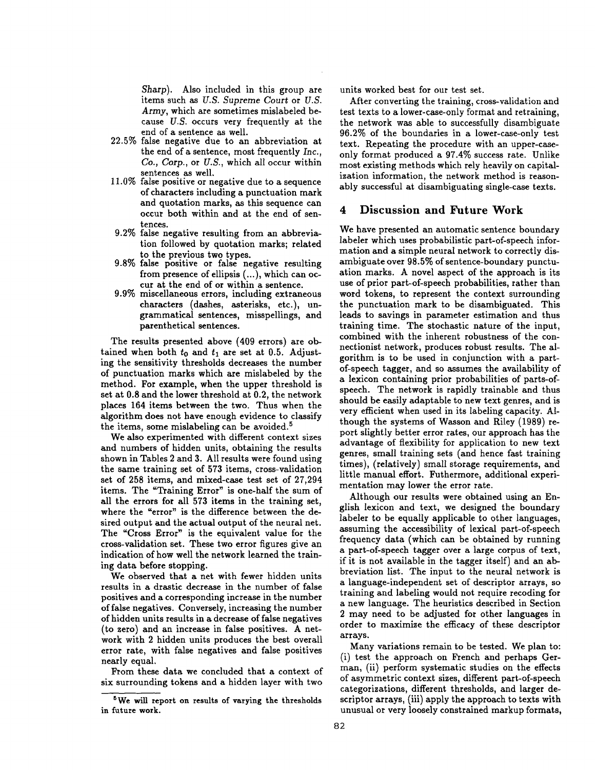*Sharp*). Also included in this group are items such as *U.S. Supreme Court* or *U.S. Army*, which are sometimes mislabeled because *U.S.* occurs very frequently at the end of a sentence as well.

22.5% false negative due to an abbreviation at the end of a sentence, most frequently *Inc.*, *Co.*, *Corp.*, or *U.S.*, which all occur within sentences as well.

11.0% false positive or negative due to a sequence of characters including a punctuation mark and quotation marks, as this sequence can occur both within and at the end of sentences.

9.2% false negative resulting from an abbreviation followed by quotation marks; related to the previous two types.

9.8% false positive or false negative resulting from presence of ellipsis (...), which can occur at the end of or within a sentence.

9.9% miscellaneous errors, including extraneous characters (dashes, asterisks, etc.), ungrammatical sentences, misspellings, and parenthetical sentences.

The results presented above (409 errors) are obtained when both $t_0$ and $t_1$ are set at 0.5. Adjusting the sensitivity thresholds decreases the number of punctuation marks which are mislabeled by the method. For example, when the upper threshold is set at 0.8 and the lower threshold at 0.2, the network places 164 items between the two. Thus when the algorithm does not have enough evidence to classify the items, some mislabeling can be avoided.[5]

We also experimented with different context sizes and numbers of hidden units, obtaining the results shown in Tables 2 and 3. All results were found using the same training set of 573 items, cross-validation set of 258 items, and mixed-case test set of 27,294 items. The "Training Error" is one-half the sum of all the errors for all 573 items in the training set, where the "error" is the difference between the desired output and the actual output of the neural net. The "Cross Error" is the equivalent value for the cross-validation set. These two error figures give an indication of how well the network learned the training data before stopping.

We observed that a net with fewer hidden units results in a drastic decrease in the number of false positives and a corresponding increase in the number of false negatives. Conversely, increasing the number of hidden units results in a decrease of false negatives (to zero) and an increase in false positives. A network with 2 hidden units produces the best overall error rate, with false negatives and false positives nearly equal.

From these data we concluded that a context of six surrounding tokens and a hidden layer with two units worked best for our test set.

After converting the training, cross-validation and test texts to a lower-case-only format and retraining, the network was able to successfully disambiguate 96.2% of the boundaries in a lower-case-only test text. Repeating the procedure with an upper-case-only format produced a 97.4% success rate. Unlike most existing methods which rely heavily on capitalization information, the network method is reasonably successful at disambiguating single-case texts.

## 4 Discussion and Future Work

We have presented an automatic sentence boundary labeler which uses probabilistic part-of-speech information and a simple neural network to correctly disambiguate over 98.5% of sentence-boundary punctuation marks. A novel aspect of the approach is its use of prior part-of-speech probabilities, rather than word tokens, to represent the context surrounding the punctuation mark to be disambiguated. This leads to savings in parameter estimation and thus training time. The stochastic nature of the input, combined with the inherent robustness of the connectionist network, produces robust results. The algorithm is to be used in conjunction with a part-of-speech tagger, and so assumes the availability of a lexicon containing prior probabilities of parts-of-speech. The network is rapidly trainable and thus should be easily adaptable to new text genres, and is very efficient when used in its labeling capacity. Although the systems of Wasson and Riley (1989) report slightly better error rates, our approach has the advantage of flexibility for application to new text genres, small training sets (and hence fast training times), (relatively) small storage requirements, and little manual effort. Futhermore, additional experimentation may lower the error rate.

Although our results were obtained using an English lexicon and text, we designed the boundary labeler to be equally applicable to other languages, assuming the accessibility of lexical part-of-speech frequency data (which can be obtained by running a part-of-speech tagger over a large corpus of text, if it is not available in the tagger itself) and an abbreviation list. The input to the neural network is a language-independent set of descriptor arrays, so training and labeling would not require recoding for a new language. The heuristics described in Section 2 may need to be adjusted for other languages in order to maximize the efficacy of these descriptor arrays.

Many variations remain to be tested. We plan to: (i) test the approach on French and perhaps German, (ii) perform systematic studies on the effects of asymmetric context sizes, different part-of-speech categorizations, different thresholds, and larger descriptor arrays, (iii) apply the approach to texts with unusual or very loosely constrained markup formats,

[5] We will report on results of varying the thresholds in future work.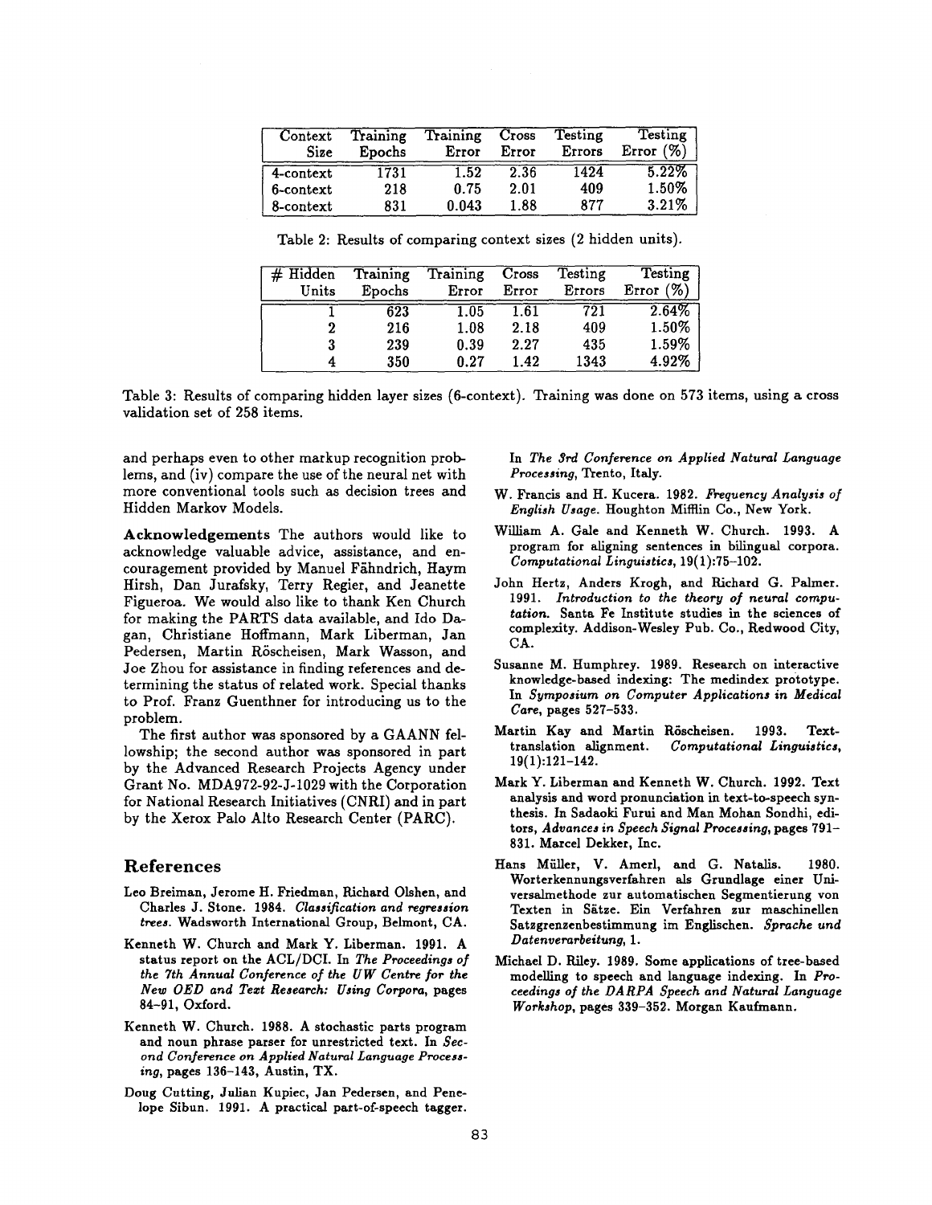| Context Size | Training Epochs | Training Error | Cross Error | Testing Errors | Testing Error (%) |
|---|---|---|---|---|---|
| 4-context | 1731 | 1.52 | 2.36 | 1424 | 5.22% |
| 6-context | 218 | 0.75 | 2.01 | 409 | 1.50% |
| 8-context | 831 | 0.043 | 1.88 | 877 | 3.21% |

Table 2: Results of comparing context sizes (2 hidden units).

| # Hidden Units | Training Epochs | Training Error | Cross Error | Testing Errors | Testing Error (%) |
|---|---|---|---|---|---|
| 1 | 623 | 1.05 | 1.61 | 721 | 2.64% |
| 2 | 216 | 1.08 | 2.18 | 409 | 1.50% |
| 3 | 239 | 0.39 | 2.27 | 435 | 1.59% |
| 4 | 350 | 0.27 | 1.42 | 1343 | 4.92% |

Table 3: Results of comparing hidden layer sizes (6-context). Training was done on 573 items, using a cross validation set of 258 items.

and perhaps even to other markup recognition problems, and (iv) compare the use of the neural net with more conventional tools such as decision trees and Hidden Markov Models.

**Acknowledgements** The authors would like to acknowledge valuable advice, assistance, and encouragement provided by Manuel Fähndrich, Haym Hirsh, Dan Jurafsky, Terry Regier, and Jeanette Figueroa. We would also like to thank Ken Church for making the PARTS data available, and Ido Dagan, Christiane Hoffmann, Mark Liberman, Jan Pedersen, Martin Röscheisen, Mark Wasson, and Joe Zhou for assistance in finding references and determining the status of related work. Special thanks to Prof. Franz Guenthner for introducing us to the problem.

The first author was sponsored by a GAANN fellowship; the second author was sponsored in part by the Advanced Research Projects Agency under Grant No. MDA972-92-J-1029 with the Corporation for National Research Initiatives (CNRI) and in part by the Xerox Palo Alto Research Center (PARC).

## References

Leo Breiman, Jerome H. Friedman, Richard Olshen, and Charles J. Stone. 1984. *Classification and regression trees.* Wadsworth International Group, Belmont, CA.

Kenneth W. Church and Mark Y. Liberman. 1991. A status report on the ACL/DCI. In *The Proceedings of the 7th Annual Conference of the UW Centre for the New OED and Text Research: Using Corpora*, pages 84–91, Oxford.

Kenneth W. Church. 1988. A stochastic parts program and noun phrase parser for unrestricted text. In *Second Conference on Applied Natural Language Processing*, pages 136–143, Austin, TX.

Doug Cutting, Julian Kupiec, Jan Pedersen, and Penelope Sibun. 1991. A practical part-of-speech tagger. In *The 3rd Conference on Applied Natural Language Processing*, Trento, Italy.

W. Francis and H. Kucera. 1982. *Frequency Analysis of English Usage.* Houghton Mifflin Co., New York.

William A. Gale and Kenneth W. Church. 1993. A program for aligning sentences in bilingual corpora. *Computational Linguistics*, 19(1):75–102.

John Hertz, Anders Krogh, and Richard G. Palmer. 1991. *Introduction to the theory of neural computation.* Santa Fe Institute studies in the sciences of complexity. Addison-Wesley Pub. Co., Redwood City, CA.

Susanne M. Humphrey. 1989. Research on interactive knowledge-based indexing: The medindex prototype. In *Symposium on Computer Applications in Medical Care*, pages 527–533.

Martin Kay and Martin Röscheisen. 1993. Text-translation alignment. *Computational Linguistics*, 19(1):121–142.

Mark Y. Liberman and Kenneth W. Church. 1992. Text analysis and word pronunciation in text-to-speech synthesis. In Sadaoki Furui and Man Mohan Sondhi, editors, *Advances in Speech Signal Processing*, pages 791–831. Marcel Dekker, Inc.

Hans Müller, V. Amerl, and G. Natalis. 1980. Worterkennungsverfahren als Grundlage einer Universalmethode zur automatischen Segmentierung von Texten in Sätze. Ein Verfahren zur maschinellen Satzgrenzenbestimmung im Englischen. *Sprache und Datenverarbeitung*, 1.

Michael D. Riley. 1989. Some applications of tree-based modelling to speech and language indexing. In *Proceedings of the DARPA Speech and Natural Language Workshop*, pages 339–352. Morgan Kaufmann.